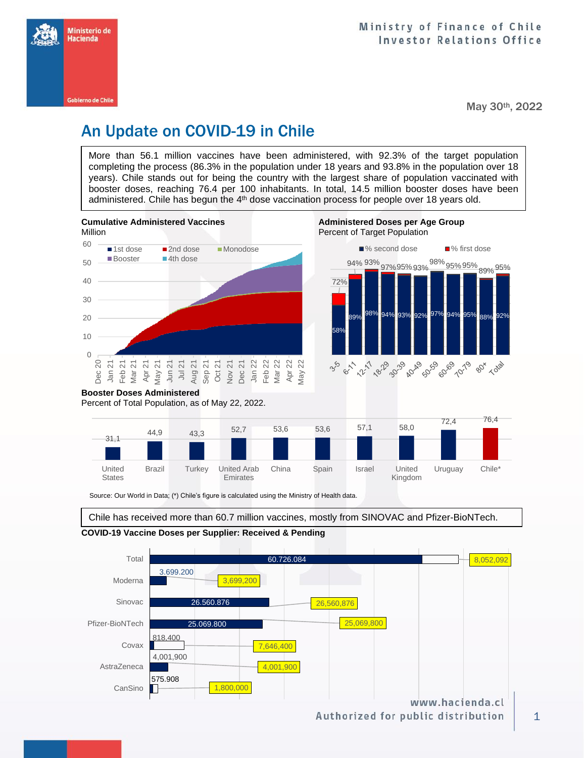Ministry of Finance of Chile
Investor Relations Office

May 30th, 2022

# An Update on COVID-19 in Chile

More than 56.1 million vaccines have been administered, with 92.3% of the target population completing the process (86.3% in the population under 18 years and 93.8% in the population over 18 years). Chile stands out for being the country with the largest share of population vaccinated with booster doses, reaching 76.4 per 100 inhabitants. In total, 14.5 million booster doses have been administered. Chile has begun the 4th dose vaccination process for people over 18 years old.

**Cumulative Administered Vaccines**
Million

Legend: 1st dose, 2nd dose, Monodose, Booster, 4th dose

**Administered Doses per Age Group**
Percent of Target Population

| Age group | % second dose | % first dose |
|---|---|---|
| 3-5 | 58% | 72% |
| 6-11 | 89% | 94% |
| 12-17 | 98% | 93% |
| 18-29 | 94% | 97% |
| 30-39 | 93% | 95% |
| 40-49 | 92% | 93% |
| 50-59 | 97% | 98% |
| 60-69 | 94% | 95% |
| 70-79 | 95% | 95% |
| 80+ | 88% | 89% |
| Total | 92% | 95% |

**Booster Doses Administered**
Percent of Total Population, as of May 22, 2022.

| Country | Booster doses |
|---|---|
| United States | 31,1 |
| Brazil | 44,9 |
| Turkey | 43,3 |
| United Arab Emirates | 52,7 |
| China | 53,6 |
| Spain | 53,6 |
| Israel | 57,1 |
| United Kingdom | 58,0 |
| Uruguay | 72,4 |
| Chile* | 76,4 |

Source: Our World in Data; (*) Chile's figure is calculated using the Ministry of Health data.

Chile has received more than 60.7 million vaccines, mostly from SINOVAC and Pfizer-BioNTech.

**COVID-19 Vaccine Doses per Supplier: Received & Pending**

| Supplier | Received | Total |
|---|---|---|
| Total | 60.726.084 | 8,052,092 |
| Moderna | 3.699.200 | 3,699,200 |
| Sinovac | 26.560.876 | 26,560,876 |
| Pfizer-BioNTech | 25.069.800 | 25,069,800 |
| Covax | 818.400 | 7,646,400 |
| AstraZeneca | 4,001,900 | 4,001,900 |
| CanSino | 575.908 | 1,800,000 |

www.hacienda.cl
Authorized for public distribution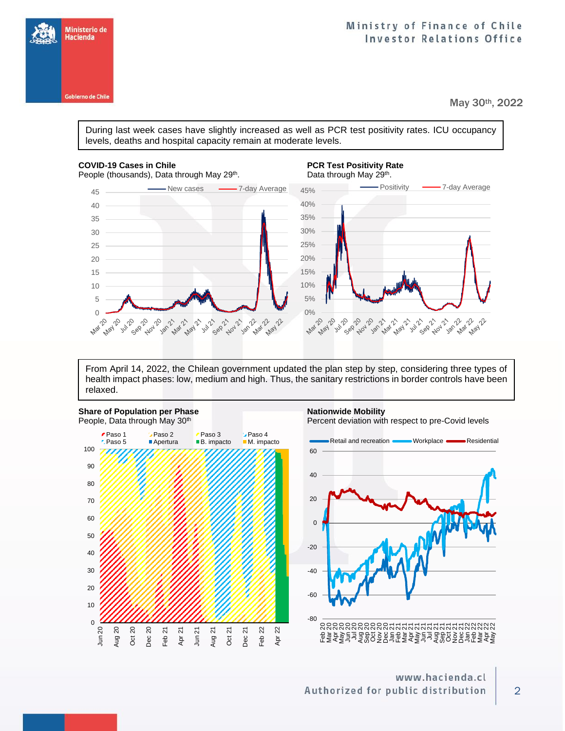Ministry of Finance of Chile
Investor Relations Office

May 30th, 2022

During last week cases have slightly increased as well as PCR test positivity rates. ICU occupancy levels, deaths and hospital capacity remain at moderate levels.

**COVID-19 Cases in Chile**
People (thousands), Data through May 29th.

**PCR Test Positivity Rate**
Data through May 29th.

From April 14, 2022, the Chilean government updated the plan step by step, considering three types of health impact phases: low, medium and high. Thus, the sanitary restrictions in border controls have been relaxed.

**Share of Population per Phase**
People, Data through May 30th

**Nationwide Mobility**
Percent deviation with respect to pre-Covid levels

www.hacienda.cl
Authorized for public distribution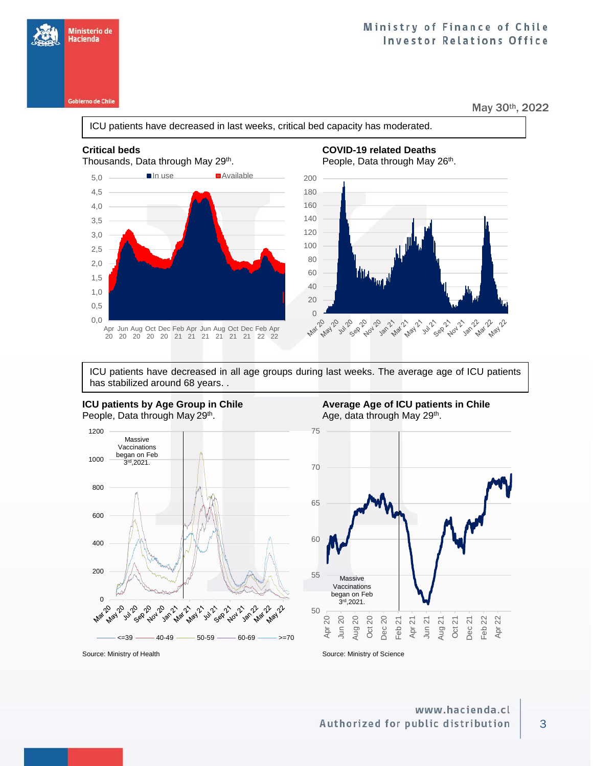May 30th, 2022

ICU patients have decreased in last weeks, critical bed capacity has moderated.

**Critical beds**
Thousands, Data through May 29th.

In use
Available

5,0
4,5
4,0
3,5
3,0
2,5
2,0
1,5
1,0
0,5
0,0

Apr 20 Jun 20 Aug 20 Oct 20 Dec 20 Feb 21 Apr 21 Jun 21 Aug 21 Oct 21 Dec 21 Feb 22 Apr 22

**COVID-19 related Deaths**
People, Data through May 26th.

200
180
160
140
120
100
80
60
40
20
0

Mar 20 May 20 Jul 20 Sep 20 Nov 20 Jan 21 Mar 21 May 21 Jul 21 Sep 21 Nov 21 Jan 22 Mar 22 May 22

ICU patients have decreased in all age groups during last weeks. The average age of ICU patients has stabilized around 68 years. .

**ICU patients by Age Group in Chile**
People, Data through May 29th.

1200
1000
800
600
400
200
0

Massive Vaccinations began on Feb 3rd,2021.

Mar 20 May 20 Jul 20 Sep 20 Nov 20 Jan 21 Mar 21 May 21 Jul 21 Sep 21 Nov 21 Jan 22 Mar 22 May 22

<=39 40-49 50-59 60-69 >=70

Source: Ministry of Health

**Average Age of ICU patients in Chile**
Age, data through May 29th.

75
70
65
60
55
50

Massive Vaccinations began on Feb 3rd,2021.

Apr 20 Jun 20 Aug 20 Oct 20 Dec 20 Feb 21 Apr 21 Jun 21 Aug 21 Oct 21 Dec 21 Feb 22 Apr 22

Source: Ministry of Science